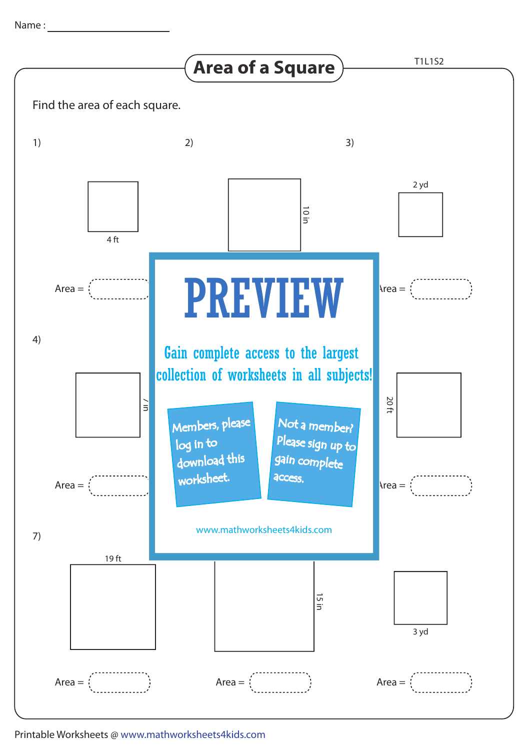Name : ____________________

# Area of a Square

T1L1S2

Find the area of each square.

1)

4 ft

Area =

2)

10 in

3)

2 yd

Area =

4)

7 in

Area =

20 ft

Area =

PREVIEW

Gain complete access to the largest collection of worksheets in all subjects!

Members, please log in to download this worksheet.

Not a member? Please sign up to gain complete access.

www.mathworksheets4kids.com

7)

19 ft

Area =

15 in

Area =

3 yd

Area =

Printable Worksheets @ www.mathworksheets4kids.com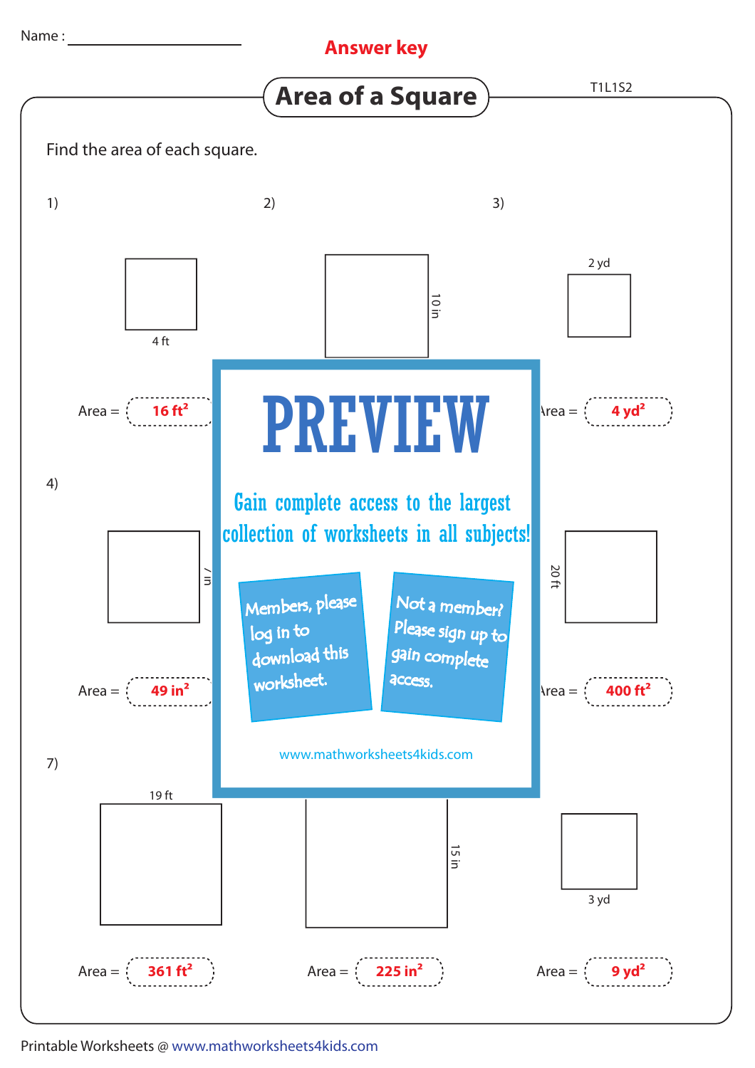Name : ____________________

**Answer key**

# Area of a Square

T1L1S2

Find the area of each square.

1) 4 ft

Area = **16 $ft^2$**

2) 10 in

3) 2 yd

Area = **4 $yd^2$**

4) 7 in

Area = **49 $in^2$**

6) 20 ft

Area = **400 $ft^2$**

7) 19 ft

Area = **361 $ft^2$**

8) 15 in

Area = **225 $in^2$**

9) 3 yd

Area = **9 $yd^2$**

PREVIEW

Gain complete access to the largest collection of worksheets in all subjects!

Members, please log in to download this worksheet.

Not a member? Please sign up to gain complete access.

www.mathworksheets4kids.com

Printable Worksheets @ www.mathworksheets4kids.com